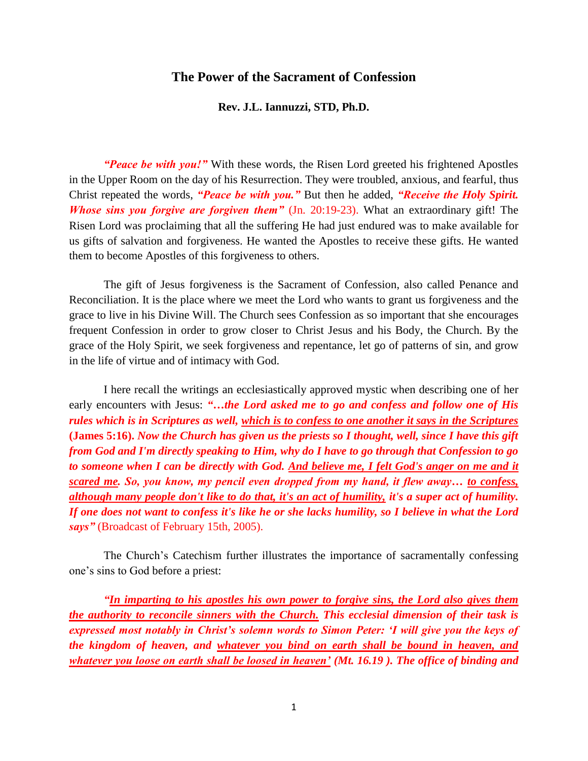# The Power of the Sacrament of Confession

**Rev. J.L. Iannuzzi, STD, Ph.D.**

***"Peace be with you!"*** With these words, the Risen Lord greeted his frightened Apostles in the Upper Room on the day of his Resurrection. They were troubled, anxious, and fearful, thus Christ repeated the words, ***"Peace be with you."*** But then he added, ***"Receive the Holy Spirit. Whose sins you forgive are forgiven them"*** (Jn. 20:19-23). What an extraordinary gift! The Risen Lord was proclaiming that all the suffering He had just endured was to make available for us gifts of salvation and forgiveness. He wanted the Apostles to receive these gifts. He wanted them to become Apostles of this forgiveness to others.

The gift of Jesus forgiveness is the Sacrament of Confession, also called Penance and Reconciliation. It is the place where we meet the Lord who wants to grant us forgiveness and the grace to live in his Divine Will. The Church sees Confession as so important that she encourages frequent Confession in order to grow closer to Christ Jesus and his Body, the Church. By the grace of the Holy Spirit, we seek forgiveness and repentance, let go of patterns of sin, and grow in the life of virtue and of intimacy with God.

I here recall the writings an ecclesiastically approved mystic when describing one of her early encounters with Jesus: ***"…the Lord asked me to go and confess and follow one of His rules which is in Scriptures as well, <u>which is to confess to one another it says in the Scriptures</u>*** **(James 5:16).** ***Now the Church has given us the priests so I thought, well, since I have this gift from God and I'm directly speaking to Him, why do I have to go through that Confession to go to someone when I can be directly with God. <u>And believe me, I felt God's anger on me and it scared me</u>. So, you know, my pencil even dropped from my hand, it flew away… <u>to confess, although many people don't like to do that, it's an act of humility,</u> it's a super act of humility. If one does not want to confess it's like he or she lacks humility, so I believe in what the Lord says"*** (Broadcast of February 15th, 2005).

The Church's Catechism further illustrates the importance of sacramentally confessing one's sins to God before a priest:

***"<u>In imparting to his apostles his own power to forgive sins, the Lord also gives them the authority to reconcile sinners with the Church.</u> This ecclesial dimension of their task is expressed most notably in Christ's solemn words to Simon Peter: 'I will give you the keys of the kingdom of heaven, and <u>whatever you bind on earth shall be bound in heaven, and whatever you loose on earth shall be loosed in heaven'</u> (Mt. 16.19 ). The office of binding and***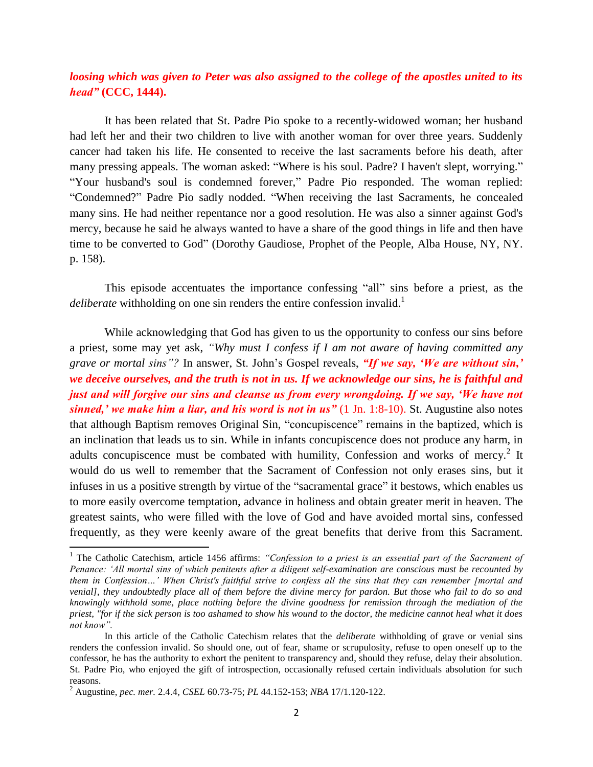***loosing which was given to Peter was also assigned to the college of the apostles united to its head”* (CCC, 1444).**

It has been related that St. Padre Pio spoke to a recently-widowed woman; her husband had left her and their two children to live with another woman for over three years. Suddenly cancer had taken his life. He consented to receive the last sacraments before his death, after many pressing appeals. The woman asked: “Where is his soul. Padre? I haven't slept, worrying.” “Your husband's soul is condemned forever,” Padre Pio responded. The woman replied: “Condemned?” Padre Pio sadly nodded. “When receiving the last Sacraments, he concealed many sins. He had neither repentance nor a good resolution. He was also a sinner against God's mercy, because he said he always wanted to have a share of the good things in life and then have time to be converted to God” (Dorothy Gaudiose, Prophet of the People, Alba House, NY, NY. p. 158).

This episode accentuates the importance confessing “all” sins before a priest, as the *deliberate* withholding on one sin renders the entire confession invalid.[1]

While acknowledging that God has given to us the opportunity to confess our sins before a priest, some may yet ask, *“Why must I confess if I am not aware of having committed any grave or mortal sins”?* In answer, St. John’s Gospel reveals, ***“If we say, ‘We are without sin,’ we deceive ourselves, and the truth is not in us. If we acknowledge our sins, he is faithful and just and will forgive our sins and cleanse us from every wrongdoing. If we say, ‘We have not sinned,’ we make him a liar, and his word is not in us”*** (1 Jn. 1:8-10). St. Augustine also notes that although Baptism removes Original Sin, “concupiscence” remains in the baptized, which is an inclination that leads us to sin. While in infants concupiscence does not produce any harm, in adults concupiscence must be combated with humility, Confession and works of mercy.[2] It would do us well to remember that the Sacrament of Confession not only erases sins, but it infuses in us a positive strength by virtue of the “sacramental grace” it bestows, which enables us to more easily overcome temptation, advance in holiness and obtain greater merit in heaven. The greatest saints, who were filled with the love of God and have avoided mortal sins, confessed frequently, as they were keenly aware of the great benefits that derive from this Sacrament.

---

[1] The Catholic Catechism, article 1456 affirms: *“Confession to a priest is an essential part of the Sacrament of Penance: ‘All mortal sins of which penitents after a diligent self-examination are conscious must be recounted by them in Confession…’ When Christ's faithful strive to confess all the sins that they can remember [mortal and venial], they undoubtedly place all of them before the divine mercy for pardon. But those who fail to do so and knowingly withhold some, place nothing before the divine goodness for remission through the mediation of the priest, "for if the sick person is too ashamed to show his wound to the doctor, the medicine cannot heal what it does not know”.*

In this article of the Catholic Catechism relates that the *deliberate* withholding of grave or venial sins renders the confession invalid. So should one, out of fear, shame or scrupulosity, refuse to open oneself up to the confessor, he has the authority to exhort the penitent to transparency and, should they refuse, delay their absolution. St. Padre Pio, who enjoyed the gift of introspection, occasionally refused certain individuals absolution for such reasons.

[2] Augustine, *pec. mer.* 2.4.4, *CSEL* 60.73-75; *PL* 44.152-153; *NBA* 17/1.120-122.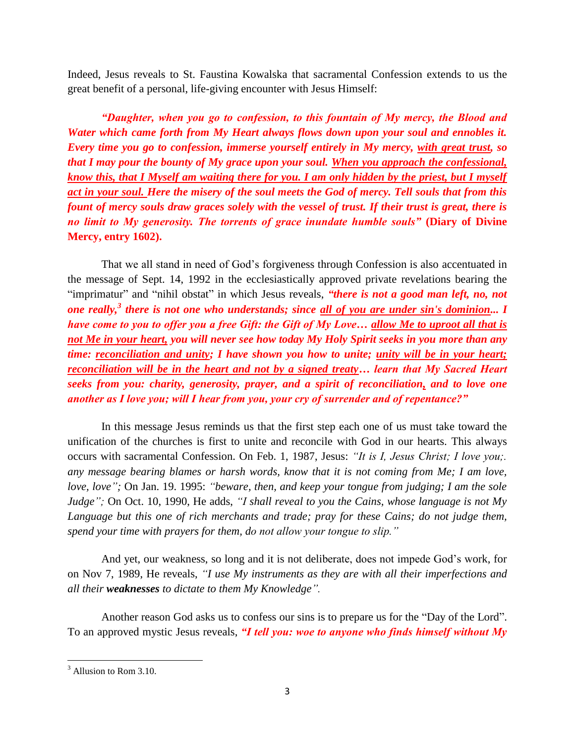Indeed, Jesus reveals to St. Faustina Kowalska that sacramental Confession extends to us the great benefit of a personal, life-giving encounter with Jesus Himself:

> ***"Daughter, when you go to confession, to this fountain of My mercy, the Blood and Water which came forth from My Heart always flows down upon your soul and ennobles it. Every time you go to confession, immerse yourself entirely in My mercy, <u>with great trust</u>, so that I may pour the bounty of My grace upon your soul. <u>When you approach the confessional, know this, that I Myself am waiting there for you. I am only hidden by the priest, but I myself act in your soul.</u> Here the misery of the soul meets the God of mercy. Tell souls that from this fount of mercy souls draw graces solely with the vessel of trust. If their trust is great, there is no limit to My generosity. The torrents of grace inundate humble souls"*** **(Diary of Divine Mercy, entry 1602).**

That we all stand in need of God's forgiveness through Confession is also accentuated in the message of Sept. 14, 1992 in the ecclesiastically approved private revelations bearing the "imprimatur" and "nihil obstat" in which Jesus reveals, ***"there is not a good man left, no, not one really,[3] there is not one who understands; since <u>all of you are under sin's dominion</u>... I have come to you to offer you a free Gift: the Gift of My Love… <u>allow Me to uproot all that is not Me in your heart,</u> you will never see how today My Holy Spirit seeks in you more than any time: <u>reconciliation and unity</u>; I have shown you how to unite; <u>unity will be in your heart; reconciliation will be in the heart and not by a signed treaty</u>… learn that My Sacred Heart seeks from you: charity, generosity, prayer, and a spirit of reconciliation, and to love one another as I love you; will I hear from you, your cry of surrender and of repentance?"***

In this message Jesus reminds us that the first step each one of us must take toward the unification of the churches is first to unite and reconcile with God in our hearts. This always occurs with sacramental Confession. On Feb. 1, 1987, Jesus: *"It is I, Jesus Christ; I love you;. any message bearing blames or harsh words, know that it is not coming from Me; I am love, love, love";* On Jan. 19. 1995: *"beware, then, and keep your tongue from judging; I am the sole Judge";* On Oct. 10, 1990, He adds, *"I shall reveal to you the Cains, whose language is not My Language but this one of rich merchants and trade; pray for these Cains; do not judge them, spend your time with prayers for them, do not allow your tongue to slip."*

And yet, our weakness, so long and it is not deliberate, does not impede God's work, for on Nov 7, 1989, He reveals, *"I use My instruments as they are with all their imperfections and all their **weaknesses** to dictate to them My Knowledge".*

Another reason God asks us to confess our sins is to prepare us for the "Day of the Lord". To an approved mystic Jesus reveals, ***"I tell you: woe to anyone who finds himself without My***

---

[3] Allusion to Rom 3.10.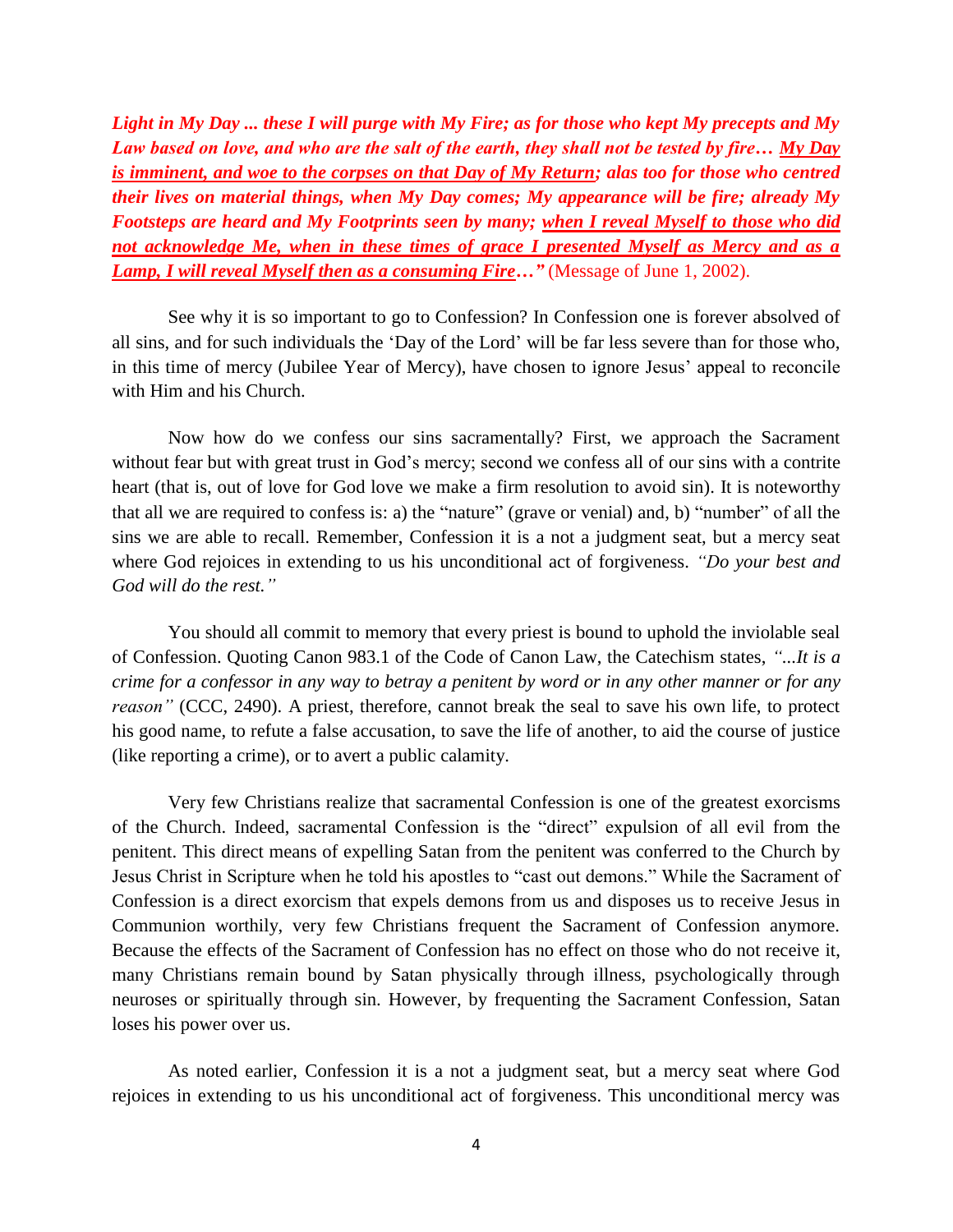***Light in My Day ... these I will purge with My Fire; as for those who kept My precepts and My Law based on love, and who are the salt of the earth, they shall not be tested by fire… <u>My Day is imminent, and woe to the corpses on that Day of My Return</u>; alas too for those who centred their lives on material things, when My Day comes; My appearance will be fire; already My Footsteps are heard and My Footprints seen by many; <u>when I reveal Myself to those who did not acknowledge Me, when in these times of grace I presented Myself as Mercy and as a Lamp, I will reveal Myself then as a consuming Fire</u>…"*** (Message of June 1, 2002).

See why it is so important to go to Confession? In Confession one is forever absolved of all sins, and for such individuals the 'Day of the Lord' will be far less severe than for those who, in this time of mercy (Jubilee Year of Mercy), have chosen to ignore Jesus' appeal to reconcile with Him and his Church.

Now how do we confess our sins sacramentally? First, we approach the Sacrament without fear but with great trust in God's mercy; second we confess all of our sins with a contrite heart (that is, out of love for God love we make a firm resolution to avoid sin). It is noteworthy that all we are required to confess is: a) the "nature" (grave or venial) and, b) "number" of all the sins we are able to recall. Remember, Confession it is a not a judgment seat, but a mercy seat where God rejoices in extending to us his unconditional act of forgiveness. *"Do your best and God will do the rest."*

You should all commit to memory that every priest is bound to uphold the inviolable seal of Confession. Quoting Canon 983.1 of the Code of Canon Law, the Catechism states, *"...It is a crime for a confessor in any way to betray a penitent by word or in any other manner or for any reason"* (CCC, 2490). A priest, therefore, cannot break the seal to save his own life, to protect his good name, to refute a false accusation, to save the life of another, to aid the course of justice (like reporting a crime), or to avert a public calamity.

Very few Christians realize that sacramental Confession is one of the greatest exorcisms of the Church. Indeed, sacramental Confession is the "direct" expulsion of all evil from the penitent. This direct means of expelling Satan from the penitent was conferred to the Church by Jesus Christ in Scripture when he told his apostles to "cast out demons." While the Sacrament of Confession is a direct exorcism that expels demons from us and disposes us to receive Jesus in Communion worthily, very few Christians frequent the Sacrament of Confession anymore. Because the effects of the Sacrament of Confession has no effect on those who do not receive it, many Christians remain bound by Satan physically through illness, psychologically through neuroses or spiritually through sin. However, by frequenting the Sacrament Confession, Satan loses his power over us.

As noted earlier, Confession it is a not a judgment seat, but a mercy seat where God rejoices in extending to us his unconditional act of forgiveness. This unconditional mercy was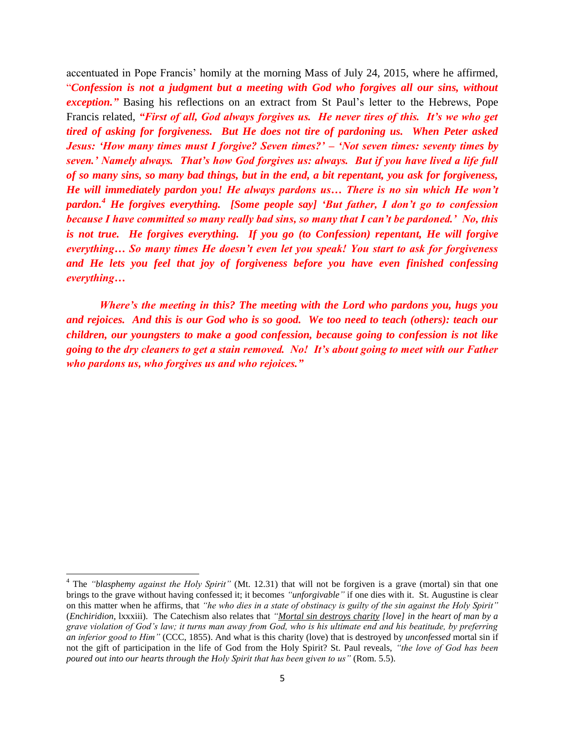accentuated in Pope Francis' homily at the morning Mass of July 24, 2015, where he affirmed, "***Confession is not a judgment but a meeting with God who forgives all our sins, without exception.***" Basing his reflections on an extract from St Paul's letter to the Hebrews, Pope Francis related, ***"First of all, God always forgives us. He never tires of this. It's we who get tired of asking for forgiveness. But He does not tire of pardoning us. When Peter asked Jesus: 'How many times must I forgive? Seven times?' – 'Not seven times: seventy times by seven.' Namely always. That's how God forgives us: always. But if you have lived a life full of so many sins, so many bad things, but in the end, a bit repentant, you ask for forgiveness, He will immediately pardon you! He always pardons us… There is no sin which He won't pardon.[4] He forgives everything. [Some people say] 'But father, I don't go to confession because I have committed so many really bad sins, so many that I can't be pardoned.' No, this is not true. He forgives everything. If you go (to Confession) repentant, He will forgive everything… So many times He doesn't even let you speak! You start to ask for forgiveness and He lets you feel that joy of forgiveness before you have even finished confessing everything…***

***Where's the meeting in this? The meeting with the Lord who pardons you, hugs you and rejoices. And this is our God who is so good. We too need to teach (others): teach our children, our youngsters to make a good confession, because going to confession is not like going to the dry cleaners to get a stain removed. No! It's about going to meet with our Father who pardons us, who forgives us and who rejoices."***

---

[4] The *"blasphemy against the Holy Spirit"* (Mt. 12.31) that will not be forgiven is a grave (mortal) sin that one brings to the grave without having confessed it; it becomes *"unforgivable"* if one dies with it. St. Augustine is clear on this matter when he affirms, that *"he who dies in a state of obstinacy is guilty of the sin against the Holy Spirit"* (*Enchiridion*, lxxxiii). The Catechism also relates that *"Mortal sin destroys charity [love] in the heart of man by a grave violation of God's law; it turns man away from God, who is his ultimate end and his beatitude, by preferring an inferior good to Him"* (CCC, 1855). And what is this charity (love) that is destroyed by *unconfessed* mortal sin if not the gift of participation in the life of God from the Holy Spirit? St. Paul reveals, *"the love of God has been poured out into our hearts through the Holy Spirit that has been given to us"* (Rom. 5.5).